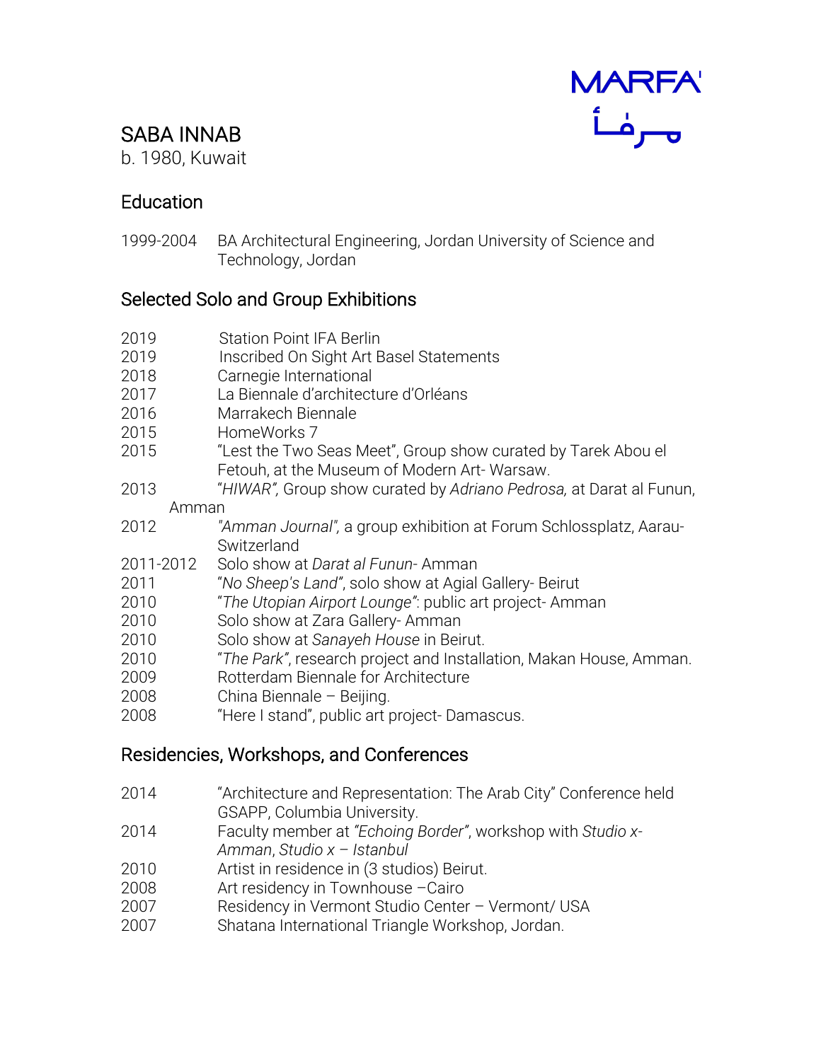MARFA'
مرفأ

# SABA INNAB

b. 1980, Kuwait

## Education

1999-2004 BA Architectural Engineering, Jordan University of Science and Technology, Jordan

## Selected Solo and Group Exhibitions

2019 Station Point IFA Berlin
2019 Inscribed On Sight Art Basel Statements
2018 Carnegie International
2017 La Biennale d'architecture d'Orléans
2016 Marrakech Biennale
2015 HomeWorks 7
2015 "Lest the Two Seas Meet", Group show curated by Tarek Abou el Fetouh, at the Museum of Modern Art- Warsaw.
2013 "*HIWAR"*, Group show curated by *Adriano Pedrosa,* at Darat al Funun, Amman
2012 *"Amman Journal",* a group exhibition at Forum Schlossplatz, Aarau-Switzerland
2011-2012 Solo show at *Darat al Funun*- Amman
2011 "*No Sheep's Land"*, solo show at Agial Gallery- Beirut
2010 "*The Utopian Airport Lounge"*: public art project- Amman
2010 Solo show at Zara Gallery- Amman
2010 Solo show at *Sanayeh House* in Beirut.
2010 "*The Park"*, research project and Installation, Makan House, Amman.
2009 Rotterdam Biennale for Architecture
2008 China Biennale – Beijing.
2008 "Here I stand", public art project- Damascus.

## Residencies, Workshops, and Conferences

2014 "Architecture and Representation: The Arab City" Conference held GSAPP, Columbia University.
2014 Faculty member at *"Echoing Border"*, workshop with *Studio x-Amman*, *Studio x – Istanbul*
2010 Artist in residence in (3 studios) Beirut.
2008 Art residency in Townhouse –Cairo
2007 Residency in Vermont Studio Center – Vermont/ USA
2007 Shatana International Triangle Workshop, Jordan.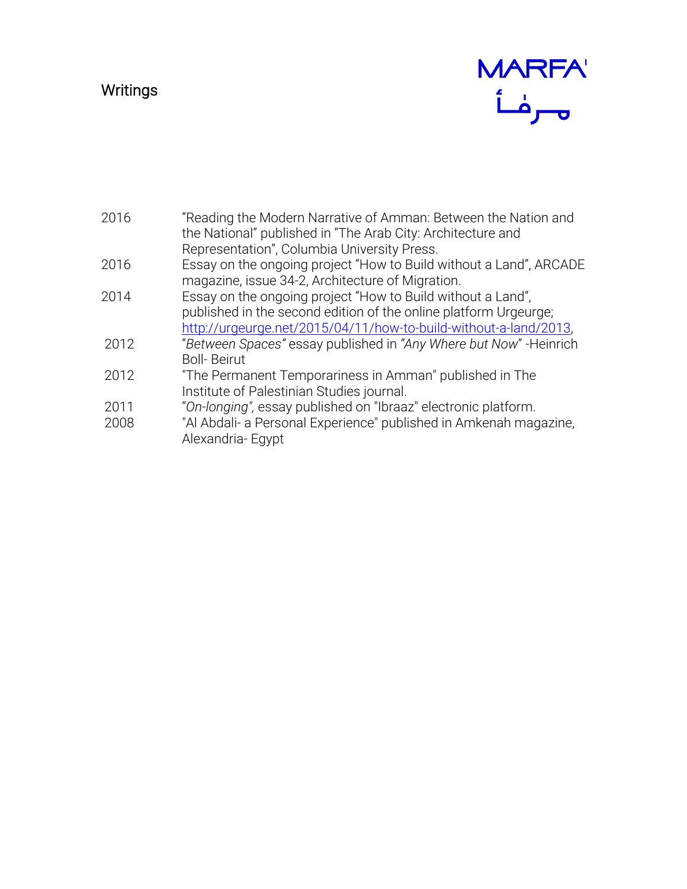# Writings

MARFA'
مرفأ

| | |
|---|---|
| 2016 | "Reading the Modern Narrative of Amman: Between the Nation and the National" published in "The Arab City: Architecture and Representation", Columbia University Press. |
| 2016 | Essay on the ongoing project "How to Build without a Land", ARCADE magazine, issue 34-2, Architecture of Migration. |
| 2014 | Essay on the ongoing project "How to Build without a Land", published in the second edition of the online platform Urgeurge; http://urgeurge.net/2015/04/11/how-to-build-without-a-land/2013, |
| 2012 | "*Between Spaces"* essay published in *"Any Where but Now*" -Heinrich Boll- Beirut |
| 2012 | "The Permanent Temporariness in Amman" published in The Institute of Palestinian Studies journal. |
| 2011 | "*On-longing",* essay published on "Ibraaz" electronic platform. |
| 2008 | "Al Abdali- a Personal Experience" published in Amkenah magazine, Alexandria- Egypt |